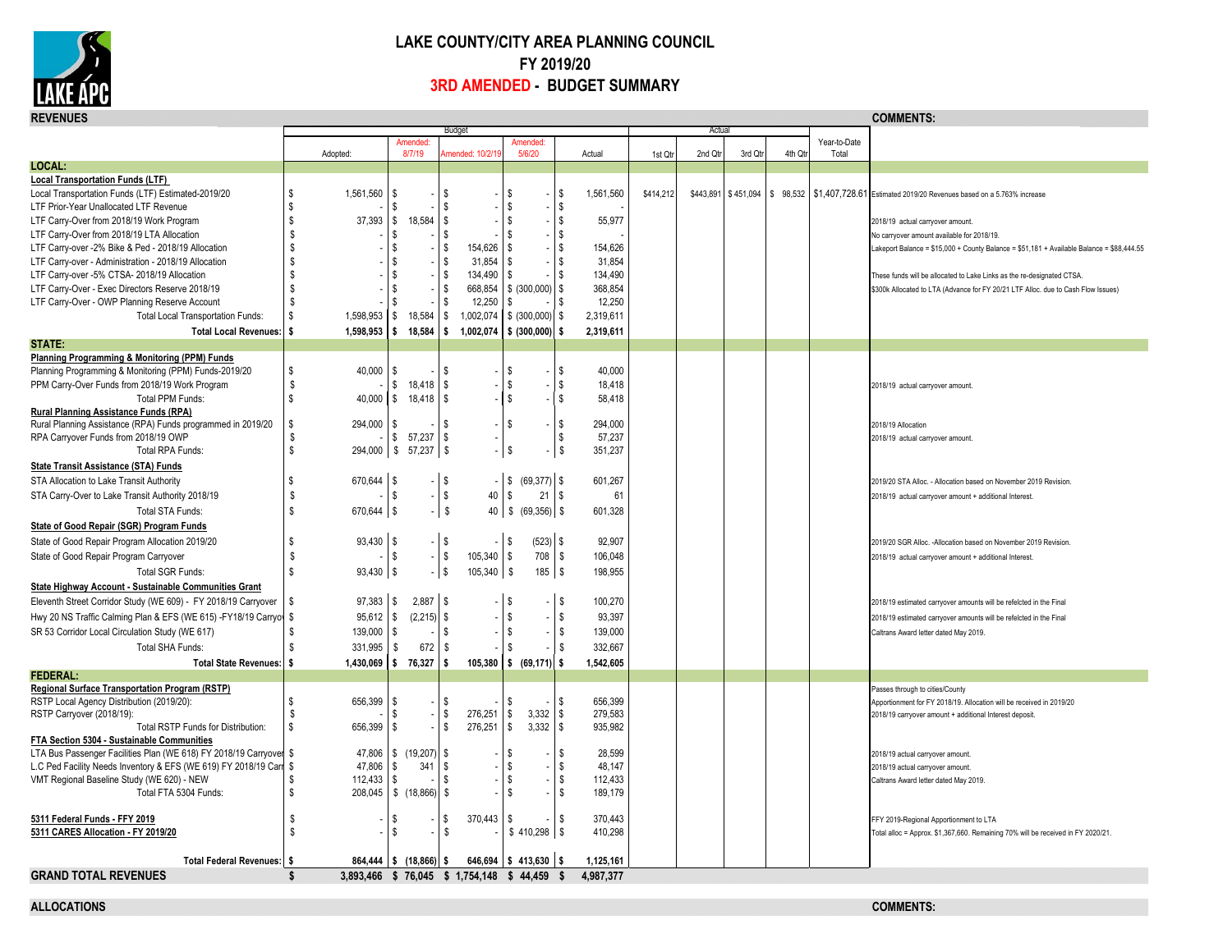# LAKE COUNTY/CITY AREA PLANNING COUNCIL

## FY 2019/20

## 3RD AMENDED - BUDGET SUMMARY

| REVENUES | Budget: Adopted: | Budget: Amended: 8/7/19 | Budget: Amended: 10/2/19 | Budget: Amended: 5/6/20 | Budget: Actual | Actual: 1st Qtr | Actual: 2nd Qtr | Actual: 3rd Qtr | Actual: 4th Qtr | Year-to-Date Total | COMMENTS: |
|---|---|---|---|---|---|---|---|---|---|---|---|
| **LOCAL:** | | | | | | | | | | | |
| **Local Transportation Funds (LTF)** | | | | | | | | | | | |
| Local Transportation Funds (LTF) Estimated-2019/20 | $ 1,561,560 | $ - | $ - | $ - | $ 1,561,560 | $414,212 | $443,891 | $ 451,094 | $ 98,532 | $1,407,728.61 | Estimated 2019/20 Revenues based on a 5.763% increase |
| LTF Prior-Year Unallocated LTF Revenue | $ - | $ - | $ - | $ - | $ - | | | | | | |
| LTF Carry-Over from 2018/19 Work Program | $ 37,393 | $ 18,584 | $ - | $ - | $ 55,977 | | | | | | 2018/19 actual carryover amount. |
| LTF Carry-Over from 2018/19 LTA Allocation | $ - | $ - | $ - | $ - | $ - | | | | | | No carryover amount available for 2018/19. |
| LTF Carry-over -2% Bike & Ped - 2018/19 Allocation | $ - | $ - | $ 154,626 | $ - | $ 154,626 | | | | | | Lakeport Balance = $15,000 + County Balance = $51,181 + Available Balance = $88,444.55 |
| LTF Carry-over - Administration - 2018/19 Allocation | $ - | $ - | $ 31,854 | $ - | $ 31,854 | | | | | | |
| LTF Carry-over -5% CTSA- 2018/19 Allocation | $ - | $ - | $ 134,490 | $ - | $ 134,490 | | | | | | These funds will be allocated to Lake Links as the re-designated CTSA. |
| LTF Carry-Over - Exec Directors Reserve 2018/19 | $ - | $ - | $ 668,854 | $ (300,000) | $ 368,854 | | | | | | $300k Allocated to LTA (Advance for FY 20/21 LTF Alloc. due to Cash Flow Issues) |
| LTF Carry-Over - OWP Planning Reserve Account | $ - | $ - | $ 12,250 | $ - | $ 12,250 | | | | | | |
| Total Local Transportation Funds: | $ 1,598,953 | $ 18,584 | $ 1,002,074 | $ (300,000) | $ 2,319,611 | | | | | | |
| **Total Local Revenues:** | **$ 1,598,953** | **$ 18,584** | **$ 1,002,074** | **$ (300,000)** | **$ 2,319,611** | | | | | | |
| **STATE:** | | | | | | | | | | | |
| **Planning Programming & Monitoring (PPM) Funds** | | | | | | | | | | | |
| Planning Programming & Monitoring (PPM) Funds-2019/20 | $ 40,000 | $ - | $ - | $ - | $ 40,000 | | | | | | |
| PPM Carry-Over Funds from 2018/19 Work Program | $ - | $ 18,418 | $ - | $ - | $ 18,418 | | | | | | 2018/19 actual carryover amount. |
| Total PPM Funds: | $ 40,000 | $ 18,418 | $ - | $ - | $ 58,418 | | | | | | |
| **Rural Planning Assistance Funds (RPA)** | | | | | | | | | | | |
| Rural Planning Assistance (RPA) Funds programmed in 2019/20 | $ 294,000 | $ - | $ - | $ - | $ 294,000 | | | | | | 2018/19 Allocation |
| RPA Carryover Funds from 2018/19 OWP | $ - | $ 57,237 | $ - | | $ 57,237 | | | | | | 2018/19 actual carryover amount. |
| Total RPA Funds: | $ 294,000 | $ 57,237 | $ - | $ - | $ 351,237 | | | | | | |
| **State Transit Assistance (STA) Funds** | | | | | | | | | | | |
| STA Allocation to Lake Transit Authority | $ 670,644 | $ - | $ - | $ (69,377) | $ 601,267 | | | | | | 2019/20 STA Alloc. - Allocation based on November 2019 Revision. |
| STA Carry-Over to Lake Transit Authority 2018/19 | $ - | $ - | $ 40 | $ 21 | $ 61 | | | | | | 2018/19 actual carryover amount + additional Interest. |
| Total STA Funds: | $ 670,644 | $ - | $ 40 | $ (69,356) | $ 601,328 | | | | | | |
| **State of Good Repair (SGR) Program Funds** | | | | | | | | | | | |
| State of Good Repair Program Allocation 2019/20 | $ 93,430 | $ - | $ - | $ (523) | $ 92,907 | | | | | | 2019/20 SGR Alloc. -Allocation based on November 2019 Revision. |
| State of Good Repair Program Carryover | $ - | $ - | $ 105,340 | $ 708 | $ 106,048 | | | | | | 2018/19 actual carryover amount + additional Interest. |
| Total SGR Funds: | $ 93,430 | $ - | $ 105,340 | $ 185 | $ 198,955 | | | | | | |
| **State Highway Account - Sustainable Communities Grant** | | | | | | | | | | | |
| Eleventh Street Corridor Study (WE 609) - FY 2018/19 Carryover | $ 97,383 | $ 2,887 | $ - | $ - | $ 100,270 | | | | | | 2018/19 estimated carryover amounts will be refelcted in the Final |
| Hwy 20 NS Traffic Calming Plan & EFS (WE 615) -FY18/19 Carryov | $ 95,612 | $ (2,215) | $ - | $ - | $ 93,397 | | | | | | 2018/19 estimated carryover amounts will be refelcted in the Final |
| SR 53 Corridor Local Circulation Study (WE 617) | $ 139,000 | $ - | $ - | $ - | $ 139,000 | | | | | | Caltrans Award letter dated May 2019. |
| Total SHA Funds: | $ 331,995 | $ 672 | $ - | $ - | $ 332,667 | | | | | | |
| **Total State Revenues:** | **$ 1,430,069** | **$ 76,327** | **$ 105,380** | **$ (69,171)** | **$ 1,542,605** | | | | | | |
| **FEDERAL:** | | | | | | | | | | | |
| **Regional Surface Transportation Program (RSTP)** | | | | | | | | | | | Passes through to cities/County |
| RSTP Local Agency Distribution (2019/20): | $ 656,399 | $ - | $ - | $ - | $ 656,399 | | | | | | Apportionment for FY 2018/19. Allocation will be received in 2019/20 |
| RSTP Carryover (2018/19): | $ - | $ - | $ 276,251 | $ 3,332 | $ 279,583 | | | | | | 2018/19 carryover amount + additional Interest deposit. |
| Total RSTP Funds for Distribution: | $ 656,399 | $ - | $ 276,251 | $ 3,332 | $ 935,982 | | | | | | |
| **FTA Section 5304 - Sustainable Communities** | | | | | | | | | | | |
| LTA Bus Passenger Facilities Plan (WE 618) FY 2018/19 Carryover | $ 47,806 | $ (19,207) | $ - | $ - | $ 28,599 | | | | | | 2018/19 actual carryover amount. |
| L.C Ped Facility Needs Inventory & EFS (WE 619) FY 2018/19 Carr | $ 47,806 | $ 341 | $ - | $ - | $ 48,147 | | | | | | 2018/19 actual carryover amount. |
| VMT Regional Baseline Study (WE 620) - NEW | $ 112,433 | $ - | $ - | $ - | $ 112,433 | | | | | | Caltrans Award letter dated May 2019. |
| Total FTA 5304 Funds: | $ 208,045 | $ (18,866) | $ - | $ - | $ 189,179 | | | | | | |
| **5311 Federal Funds - FFY 2019** | $ - | $ - | $ 370,443 | $ - | $ 370,443 | | | | | | FFY 2019-Regional Apportionment to LTA |
| **5311 CARES Allocation - FY 2019/20** | $ - | $ - | $ - | $ 410,298 | $ 410,298 | | | | | | Total alloc = Approx. $1,367,660. Remaining 70% will be received in FY 2020/21. |
| **Total Federal Revenues:** | **$ 864,444** | **$ (18,866)** | **$ 646,694** | **$ 413,630** | **$ 1,125,161** | | | | | | |
| **GRAND TOTAL REVENUES** | **$ 3,893,466** | **$ 76,045** | **$ 1,754,148** | **$ 44,459** | **$ 4,987,377** | | | | | | |

**ALLOCATIONS** | **COMMENTS:**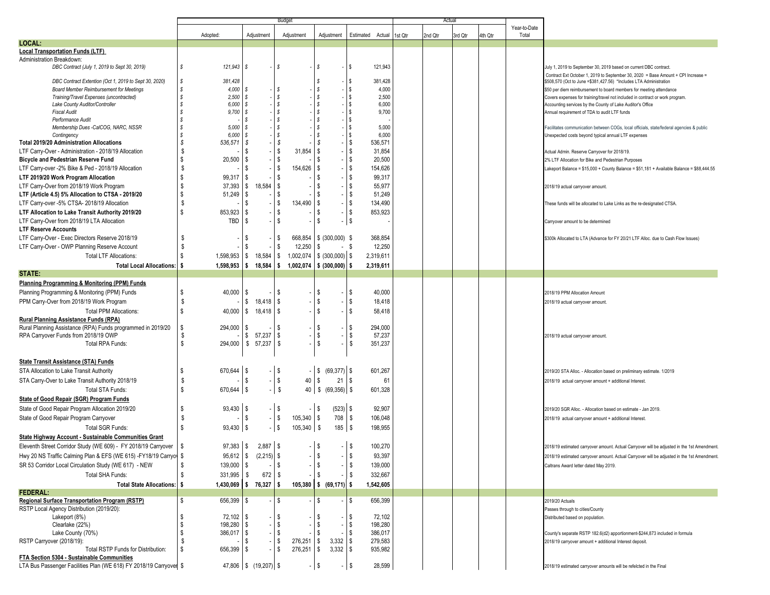| | Budget | | | | | Actual | | | | | |
|---|---|---|---|---|---|---|---|---|---|---|---|
| | Adopted: | Adjustment | Adjustment | Adjustment | Estimated Actual | 1st Qtr | 2nd Qtr | 3rd Qtr | 4th Qtr | Year-to-Date Total | |
| **LOCAL:** | | | | | | | | | | | |
| **Local Transportation Funds (LTF)** | | | | | | | | | | | |
| Administration Breakdown: | | | | | | | | | | | |
| *DBC Contract (July 1, 2019 to Sept 30, 2019)* | $ 121,943 | $ - | $ - | $ - | $ 121,943 | | | | | | July 1, 2019 to September 30, 2019 based on current DBC contract. |
| *DBC Contract Extention (Oct 1, 2019 to Sept 30, 2020)* | $ 381,428 | | | $ - | $ 381,428 | | | | | | Contract Ext October 1, 2019 to September 30, 2020 = Base Amount + CPI Increase = $508,570 (Oct to June =$381,427.56) *Includes LTA Administration |
| *Board Member Reimbursement for Meetings* | $ 4,000 | $ - | $ - | $ - | $ 4,000 | | | | | | $50 per diem reimbursement to board members for meeting attendance |
| *Training/Travel Expenses (uncontracted)* | $ 2,500 | $ - | $ - | $ - | $ 2,500 | | | | | | Covers expenses for training/travel not included in contract or work program. |
| *Lake County Auditor/Controller* | $ 6,000 | $ - | $ - | $ - | $ 6,000 | | | | | | Accounting services by the County of Lake Auditor's Office |
| *Fiscal Audit* | $ 9,700 | $ - | $ - | $ - | $ 9,700 | | | | | | Annual requirement of TDA to audit LTF funds |
| *Performance Audit* | $ - | $ - | $ - | $ - | $ - | | | | | | |
| *Membership Dues -CalCOG, NARC, NSSR* | $ 5,000 | $ - | $ - | $ - | $ 5,000 | | | | | | Facilitates communication between COGs, local officials, state/federal agencies & public |
| *Contingency* | $ 6,000 | $ - | $ - | $ - | $ 6,000 | | | | | | Unexpected costs beyond typical annual LTF expenses |
| **Total 2019/20 Administration Allocations** | $ 536,571 | $ - | $ - | $ - | $ 536,571 | | | | | | |
| LTF Carry-Over - Administration - 2018/19 Allocation | $ - | $ - | $ 31,854 | $ - | $ 31,854 | | | | | | Actual Admin. Reserve Carryover for 2018/19. |
| **Bicycle and Pedestrian Reserve Fund** | $ 20,500 | $ - | $ - | $ - | $ 20,500 | | | | | | 2% LTF Allocation for Bike and Pedestrian Purposes |
| LTF Carry-over -2% Bike & Ped - 2018/19 Allocation | $ - | $ - | $ 154,626 | $ - | $ 154,626 | | | | | | Lakeport Balance = $15,000 + County Balance = $51,181 + Available Balance = $88,444.55 |
| **LTF 2019/20 Work Program Allocation** | $ 99,317 | $ - | $ - | $ - | $ 99,317 | | | | | | |
| LTF Carry-Over from 2018/19 Work Program | $ 37,393 | $ 18,584 | $ - | $ - | $ 55,977 | | | | | | 2018/19 actual carryover amount. |
| **LTF (Article 4.5) 5% Allocation to CTSA - 2019/20** | $ 51,249 | $ - | $ - | $ - | $ 51,249 | | | | | | |
| LTF Carry-over -5% CTSA- 2018/19 Allocation | $ - | $ - | $ 134,490 | $ - | $ 134,490 | | | | | | These funds will be allocated to Lake Links as the re-designated CTSA. |
| **LTF Allocation to Lake Transit Authority 2019/20** | $ 853,923 | $ - | $ - | $ - | $ 853,923 | | | | | | |
| LTF Carry-Over from 2018/19 LTA Allocation | TBD | $ - | $ - | $ - | $ - | | | | | | Carryover amount to be determined |
| **LTF Reserve Accounts** | | | | | | | | | | | |
| LTF Carry-Over - Exec Directors Reserve 2018/19 | $ - | $ - | $ 668,854 | $ (300,000) | $ 368,854 | | | | | | $300k Allocated to LTA (Advance for FY 20/21 LTF Alloc. due to Cash Flow Issues) |
| LTF Carry-Over - OWP Planning Reserve Account | $ - | $ - | $ 12,250 | $ - | $ 12,250 | | | | | | |
| Total LTF Allocations: | $ 1,598,953 | $ 18,584 | $ 1,002,074 | $ (300,000) | $ 2,319,611 | | | | | | |
| **Total Local Allocations:** | **$ 1,598,953** | **$ 18,584** | **$ 1,002,074** | **$ (300,000)** | **$ 2,319,611** | | | | | | |
| **STATE:** | | | | | | | | | | | |
| **Planning Programming & Monitoring (PPM) Funds** | | | | | | | | | | | |
| Planning Programming & Monitoring (PPM) Funds | $ 40,000 | $ - | $ - | $ - | $ 40,000 | | | | | | 2018/19 PPM Allocation Amount |
| PPM Carry-Over from 2018/19 Work Program | $ - | $ 18,418 | $ - | $ - | $ 18,418 | | | | | | 2018/19 actual carryover amount. |
| Total PPM Allocations: | $ 40,000 | $ 18,418 | $ - | $ - | $ 58,418 | | | | | | |
| **Rural Planning Assistance Funds (RPA)** | | | | | | | | | | | |
| Rural Planning Assistance (RPA) Funds programmed in 2019/20 | $ 294,000 | $ - | $ - | $ - | $ 294,000 | | | | | | |
| RPA Carryover Funds from 2018/19 OWP | $ - | $ 57,237 | $ - | $ - | $ 57,237 | | | | | | 2018/19 actual carryover amount. |
| Total RPA Funds: | $ 294,000 | $ 57,237 | $ - | $ - | $ 351,237 | | | | | | |
| **State Transit Assistance (STA) Funds** | | | | | | | | | | | |
| STA Allocation to Lake Transit Authority | $ 670,644 | $ - | $ - | $ (69,377) | $ 601,267 | | | | | | 2019/20 STA Alloc. - Allocation based on preliminary estimate. 1/2019 |
| STA Carry-Over to Lake Transit Authority 2018/19 | $ - | $ - | $ 40 | $ 21 | $ 61 | | | | | | 2018/19 actual carryover amount + additional Interest. |
| Total STA Funds: | $ 670,644 | $ - | $ 40 | $ (69,356) | $ 601,328 | | | | | | |
| **State of Good Repair (SGR) Program Funds** | | | | | | | | | | | |
| State of Good Repair Program Allocation 2019/20 | $ 93,430 | $ - | $ - | $ (523) | $ 92,907 | | | | | | 2019/20 SGR Alloc. - Allocation based on estimate - Jan 2019. |
| State of Good Repair Program Carryover | $ - | $ - | $ 105,340 | $ 708 | $ 106,048 | | | | | | 2018/19 actual carryover amount + additional Interest. |
| Total SGR Funds: | $ 93,430 | $ - | $ 105,340 | $ 185 | $ 198,955 | | | | | | |
| **State Highway Account - Sustainable Communities Grant** | | | | | | | | | | | |
| Eleventh Street Corridor Study (WE 609) - FY 2018/19 Carryover | $ 97,383 | $ 2,887 | $ - | $ - | $ 100,270 | | | | | | 2018/19 estimated carryover amount. Actual Carryover will be adjusted in the 1st Amendment. |
| Hwy 20 NS Traffic Calming Plan & EFS (WE 615) -FY18/19 Carryover | $ 95,612 | $ (2,215) | $ - | $ - | $ 93,397 | | | | | | 2018/19 estimated carryover amount. Actual Carryover will be adjusted in the 1st Amendment. |
| SR 53 Corridor Local Circulation Study (WE 617) - NEW | $ 139,000 | $ - | $ - | $ - | $ 139,000 | | | | | | Caltrans Award letter dated May 2019. |
| Total SHA Funds: | $ 331,995 | $ 672 | $ - | $ - | $ 332,667 | | | | | | |
| **Total State Allocations:** | **$ 1,430,069** | **$ 76,327** | **$ 105,380** | **$ (69,171)** | **$ 1,542,605** | | | | | | |
| **FEDERAL:** | | | | | | | | | | | |
| **Regional Surface Transportation Program (RSTP)** | $ 656,399 | $ - | $ - | $ - | $ 656,399 | | | | | | 2019/20 Actuals |
| RSTP Local Agency Distribution (2019/20): | | | | | | | | | | | Passes through to cities/County |
| Lakeport (8%) | $ 72,102 | $ - | $ - | $ - | $ 72,102 | | | | | | Distributed based on population. |
| Clearlake (22%) | $ 198,280 | $ - | $ - | $ - | $ 198,280 | | | | | | |
| Lake County (70%) | $ 386,017 | $ - | $ - | $ - | $ 386,017 | | | | | | County's separate RSTP 182.6(d2) apportionment-$244,873 included in formula |
| RSTP Carryover (2018/19): | $ - | $ - | $ 276,251 | $ 3,332 | $ 279,583 | | | | | | 2018/19 carryover amount + additional Interest deposit. |
| Total RSTP Funds for Distribution: | $ 656,399 | $ - | $ 276,251 | $ 3,332 | $ 935,982 | | | | | | |
| **FTA Section 5304 - Sustainable Communities** | | | | | | | | | | | |
| LTA Bus Passenger Facilities Plan (WE 618) FY 2018/19 Carryover | $ 47,806 | $ (19,207) | $ - | $ - | $ 28,599 | | | | | | 2018/19 estimated carryover amounts will be refelcted in the Final |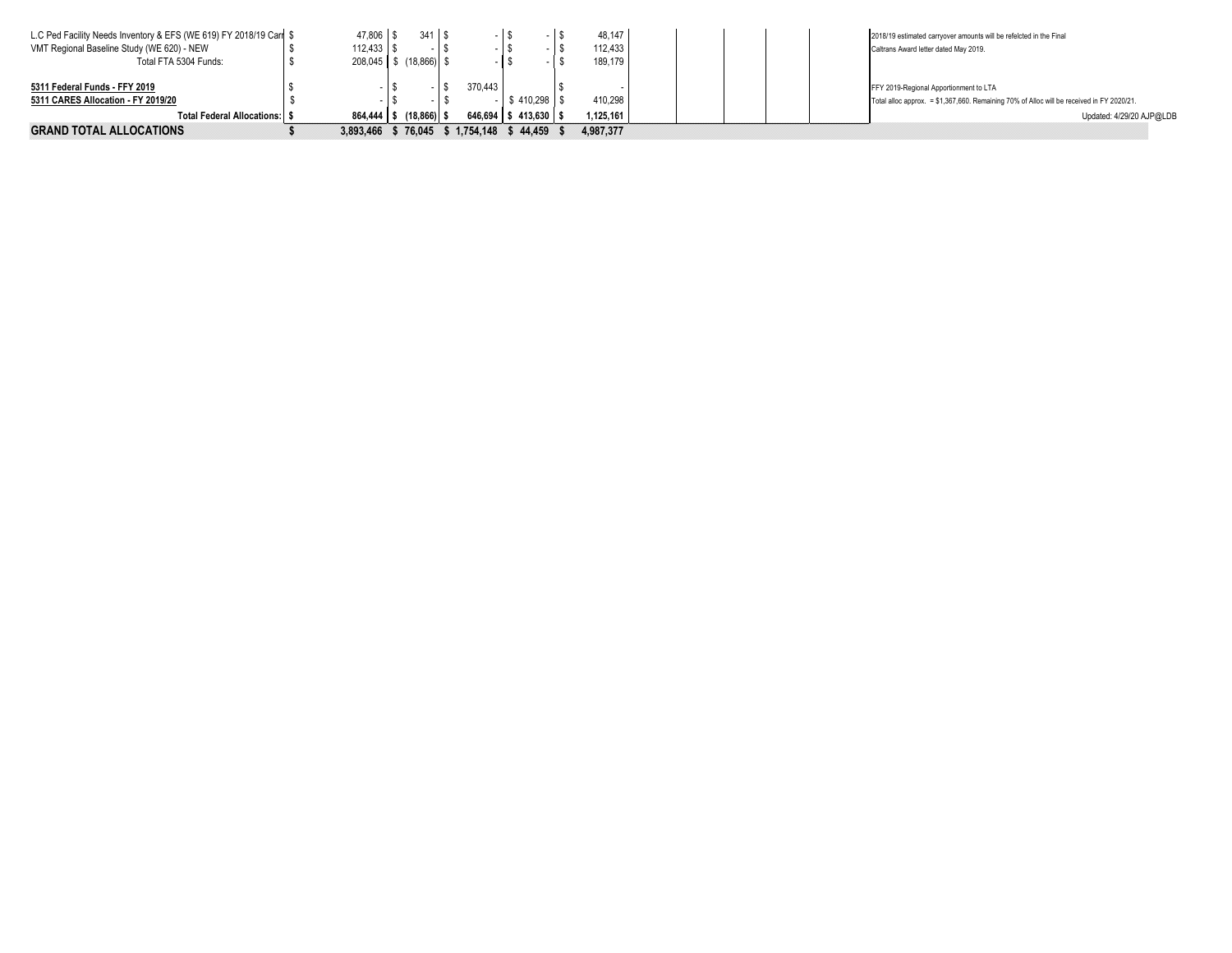| | | | | | | | | | | | |
|---|---|---|---|---|---|---|---|---|---|---|---|
| L.C Ped Facility Needs Inventory & EFS (WE 619) FY 2018/19 Carr | $ 47,806 | $ 341 | $ - | $ - | $ 48,147 | | | | | | 2018/19 estimated carryover amounts will be refelcted in the Final |
| VMT Regional Baseline Study (WE 620) - NEW | $ 112,433 | $ - | $ - | $ - | $ 112,433 | | | | | | Caltrans Award letter dated May 2019. |
| Total FTA 5304 Funds: | $ 208,045 | $ (18,866) | $ - | $ - | $ 189,179 | | | | | | |
| **5311 Federal Funds - FFY 2019** | $ - | $ - | $ 370,443 | | $ - | | | | | | FFY 2019-Regional Apportionment to LTA |
| **5311 CARES Allocation - FY 2019/20** | $ - | $ - | $ - | $ 410,298 | $ 410,298 | | | | | | Total alloc approx. = $1,367,660. Remaining 70% of Alloc will be received in FY 2020/21. |
| **Total Federal Allocations:** | **$ 864,444** | **$ (18,866)** | **$ 646,694** | **$ 413,630** | **$ 1,125,161** | | | | | | Updated: 4/29/20 AJP@LDB |
| **GRAND TOTAL ALLOCATIONS** | **$ 3,893,466** | **$ 76,045** | **$ 1,754,148** | **$ 44,459** | **$ 4,987,377** | | | | | | |